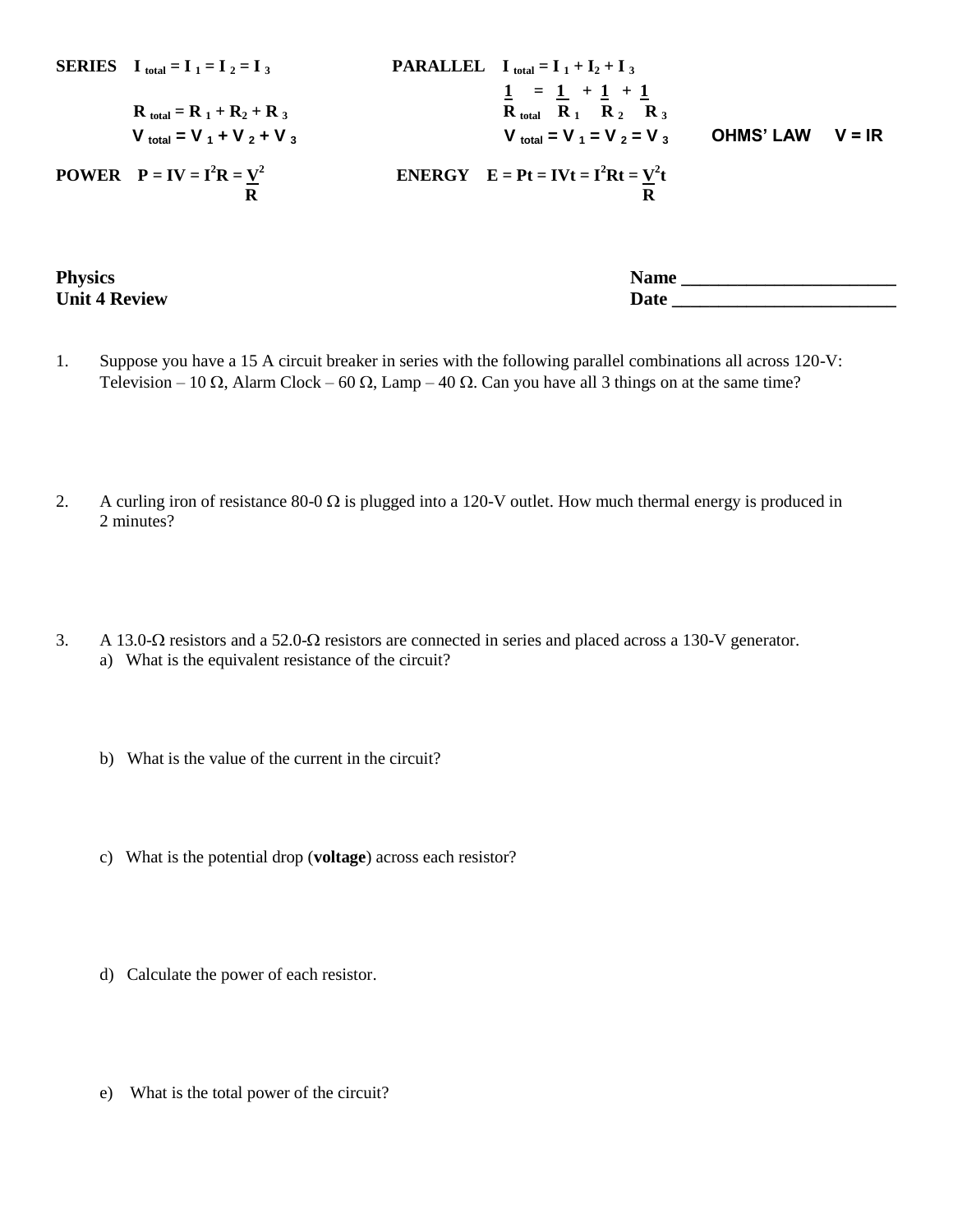**SERIES** $I_{total} = I_1 = I_2 = I_3$

$R_{total} = R_1 + R_2 + R_3$

$V_{total} = V_1 + V_2 + V_3$

**PARALLEL** $I_{total} = I_1 + I_2 + I_3$

$\frac{1}{R_{total}} = \frac{1}{R_1} + \frac{1}{R_2} + \frac{1}{R_3}$

$V_{total} = V_1 = V_2 = V_3$

**OHMS' LAW** $V = IR$

**POWER** $P = IV = I^2R = \frac{V^2}{R}$

**ENERGY** $E = Pt = IVt = I^2Rt = \frac{V^2t}{R}$

**Physics**
**Unit 4 Review**

**Name** ________________________
**Date** ________________________

1. Suppose you have a 15 A circuit breaker in series with the following parallel combinations all across 120-V: Television – 10 Ω, Alarm Clock – 60 Ω, Lamp – 40 Ω. Can you have all 3 things on at the same time?

2. A curling iron of resistance 80-0 Ω is plugged into a 120-V outlet. How much thermal energy is produced in 2 minutes?

3. A 13.0-Ω resistors and a 52.0-Ω resistors are connected in series and placed across a 130-V generator.
   a) What is the equivalent resistance of the circuit?

   b) What is the value of the current in the circuit?

   c) What is the potential drop (**voltage**) across each resistor?

   d) Calculate the power of each resistor.

   e) What is the total power of the circuit?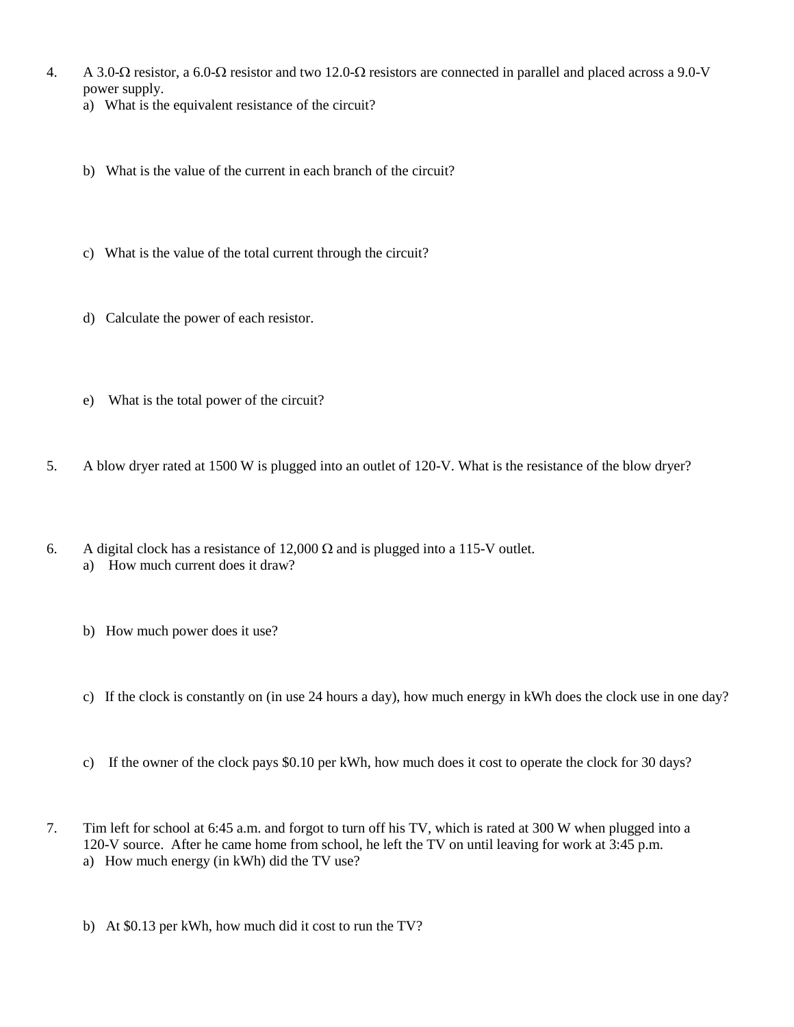4. A 3.0-Ω resistor, a 6.0-Ω resistor and two 12.0-Ω resistors are connected in parallel and placed across a 9.0-V power supply.

   a) What is the equivalent resistance of the circuit?

   b) What is the value of the current in each branch of the circuit?

   c) What is the value of the total current through the circuit?

   d) Calculate the power of each resistor.

   e) What is the total power of the circuit?

5. A blow dryer rated at 1500 W is plugged into an outlet of 120-V. What is the resistance of the blow dryer?

6. A digital clock has a resistance of 12,000 Ω and is plugged into a 115-V outlet.

   a) How much current does it draw?

   b) How much power does it use?

   c) If the clock is constantly on (in use 24 hours a day), how much energy in kWh does the clock use in one day?

   c) If the owner of the clock pays $0.10 per kWh, how much does it cost to operate the clock for 30 days?

7. Tim left for school at 6:45 a.m. and forgot to turn off his TV, which is rated at 300 W when plugged into a 120-V source. After he came home from school, he left the TV on until leaving for work at 3:45 p.m.

   a) How much energy (in kWh) did the TV use?

   b) At $0.13 per kWh, how much did it cost to run the TV?